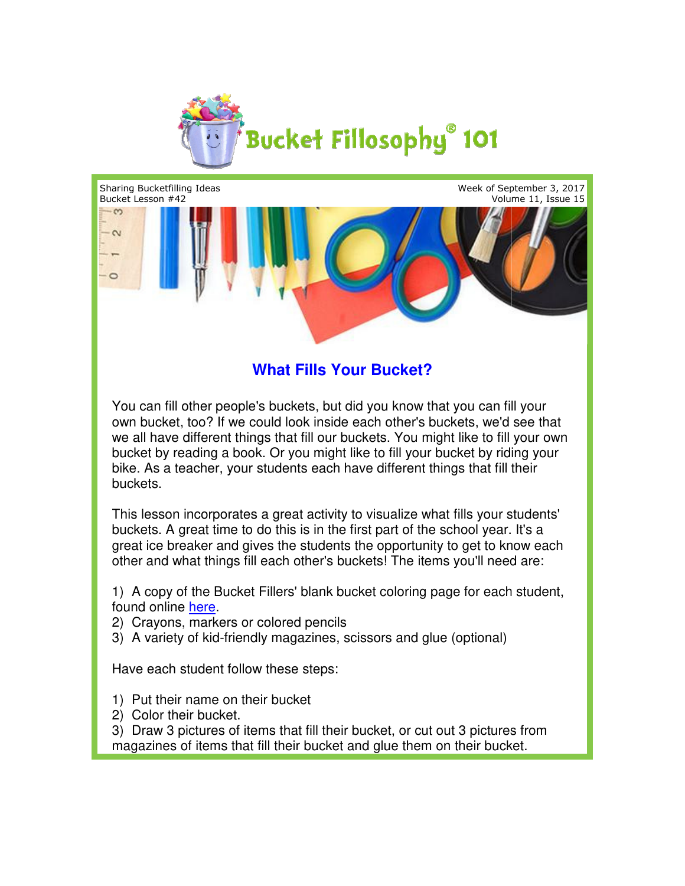# Bucket Fillosophy® 101

Sharing Bucketfilling Ideas
Bucket Lesson #42

Week of September 3, 2017
Volume 11, Issue 15

## What Fills Your Bucket?

You can fill other people's buckets, but did you know that you can fill your own bucket, too? If we could look inside each other's buckets, we'd see that we all have different things that fill our buckets. You might like to fill your own bucket by reading a book. Or you might like to fill your bucket by riding your bike. As a teacher, your students each have different things that fill their buckets.

This lesson incorporates a great activity to visualize what fills your students' buckets. A great time to do this is in the first part of the school year. It's a great ice breaker and gives the students the opportunity to get to know each other and what things fill each other's buckets! The items you'll need are:

1) A copy of the Bucket Fillers' blank bucket coloring page for each student, found online here.
2) Crayons, markers or colored pencils
3) A variety of kid-friendly magazines, scissors and glue (optional)

Have each student follow these steps:

1) Put their name on their bucket
2) Color their bucket.
3) Draw 3 pictures of items that fill their bucket, or cut out 3 pictures from magazines of items that fill their bucket and glue them on their bucket.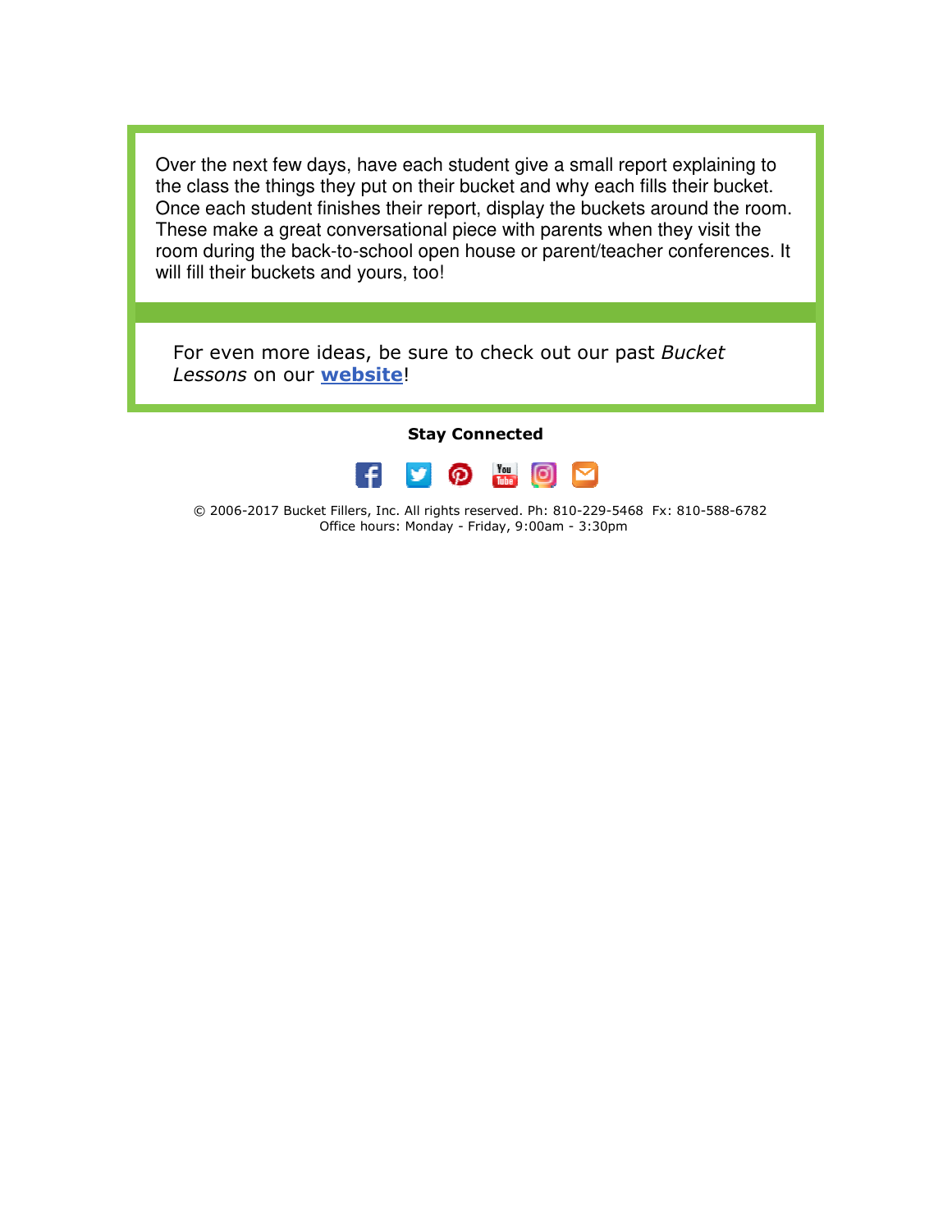Over the next few days, have each student give a small report explaining to the class the things they put on their bucket and why each fills their bucket. Once each student finishes their report, display the buckets around the room. These make a great conversational piece with parents when they visit the room during the back-to-school open house or parent/teacher conferences. It will fill their buckets and yours, too!

For even more ideas, be sure to check out our past *Bucket Lessons* on our **website**!

**Stay Connected**

© 2006-2017 Bucket Fillers, Inc. All rights reserved. Ph: 810-229-5468 Fx: 810-588-6782
Office hours: Monday - Friday, 9:00am - 3:30pm